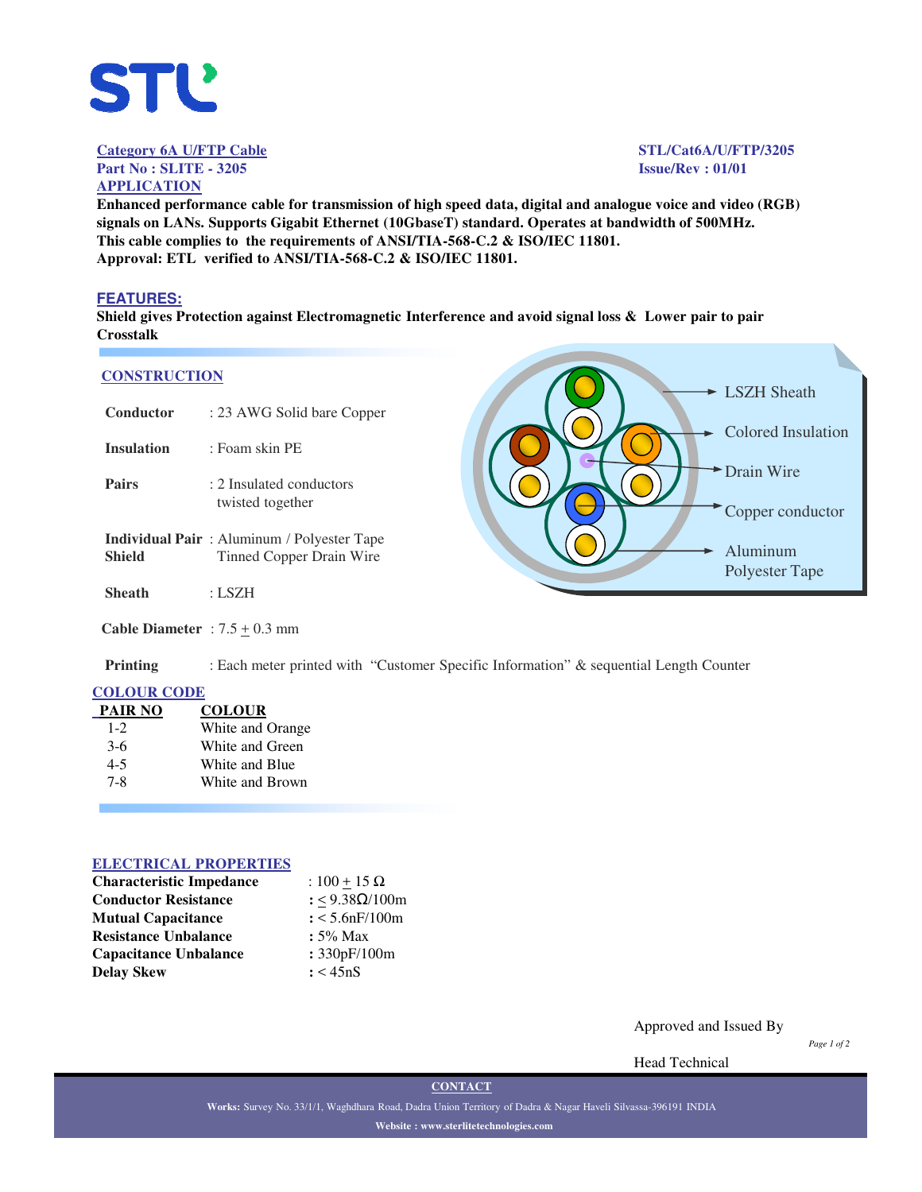**Category 6A U/FTP Cable**
**Part No : SLITE - 3205**

**STL/Cat6A/U/FTP/3205**
**Issue/Rev : 01/01**

## APPLICATION

**Enhanced performance cable for transmission of high speed data, digital and analogue voice and video (RGB) signals on LANs. Supports Gigabit Ethernet (10GbaseT) standard. Operates at bandwidth of 500MHz.**
**This cable complies to the requirements of ANSI/TIA-568-C.2 & ISO/IEC 11801.**
**Approval: ETL verified to ANSI/TIA-568-C.2 & ISO/IEC 11801.**

## FEATURES:

**Shield gives Protection against Electromagnetic Interference and avoid signal loss & Lower pair to pair Crosstalk**

## CONSTRUCTION

| | |
|---|---|
| **Conductor** | : 23 AWG Solid bare Copper |
| **Insulation** | : Foam skin PE |
| **Pairs** | : 2 Insulated conductors twisted together |
| **Individual Pair Shield** | : Aluminum / Polyester Tape Tinned Copper Drain Wire |
| **Sheath** | : LSZH |
| **Cable Diameter** | : 7.5 ± 0.3 mm |
| **Printing** | : Each meter printed with "Customer Specific Information" & sequential Length Counter |

LSZH Sheath
Colored Insulation
Drain Wire
Copper conductor
Aluminum Polyester Tape

## COLOUR CODE

| PAIR NO | COLOUR |
|---|---|
| 1-2 | White and Orange |
| 3-6 | White and Green |
| 4-5 | White and Blue |
| 7-8 | White and Brown |

## ELECTRICAL PROPERTIES

| | |
|---|---|
| **Characteristic Impedance** | : 100 ± 15 Ω |
| **Conductor Resistance** | : ≤ 9.38Ω/100m |
| **Mutual Capacitance** | : < 5.6nF/100m |
| **Resistance Unbalance** | : 5% Max |
| **Capacitance Unbalance** | : 330pF/100m |
| **Delay Skew** | : < 45nS |

Approved and Issued By

Head Technical

**CONTACT**

**Works:** Survey No. 33/1/1, Waghdhara Road, Dadra Union Territory of Dadra & Nagar Haveli Silvassa-396191 INDIA

**Website : www.sterlitetechnologies.com**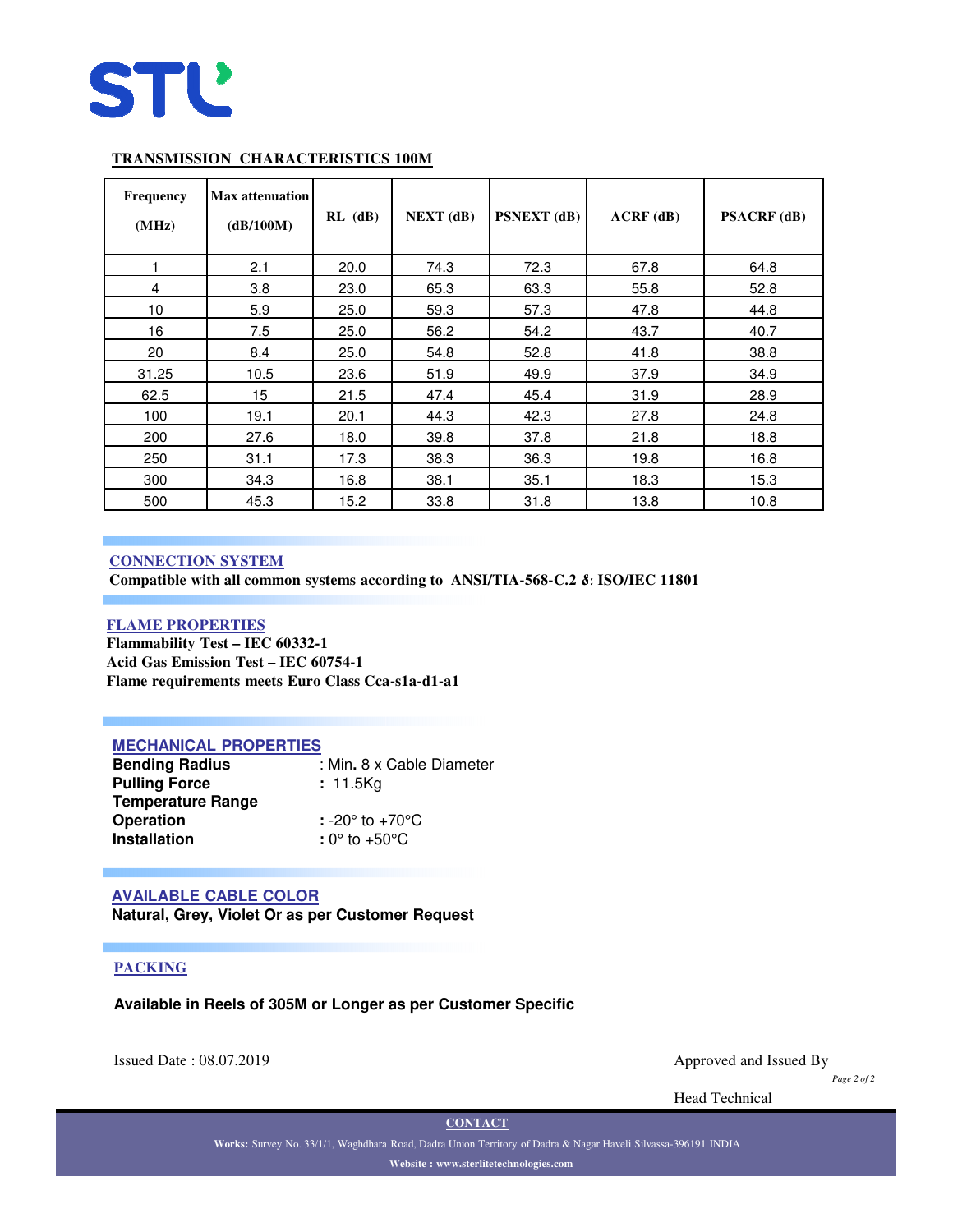STL

## TRANSMISSION CHARACTERISTICS 100M

| Frequency (MHz) | Max attenuation (dB/100M) | RL (dB) | NEXT (dB) | PSNEXT (dB) | ACRF (dB) | PSACRF (dB) |
|---|---|---|---|---|---|---|
| 1 | 2.1 | 20.0 | 74.3 | 72.3 | 67.8 | 64.8 |
| 4 | 3.8 | 23.0 | 65.3 | 63.3 | 55.8 | 52.8 |
| 10 | 5.9 | 25.0 | 59.3 | 57.3 | 47.8 | 44.8 |
| 16 | 7.5 | 25.0 | 56.2 | 54.2 | 43.7 | 40.7 |
| 20 | 8.4 | 25.0 | 54.8 | 52.8 | 41.8 | 38.8 |
| 31.25 | 10.5 | 23.6 | 51.9 | 49.9 | 37.9 | 34.9 |
| 62.5 | 15 | 21.5 | 47.4 | 45.4 | 31.9 | 28.9 |
| 100 | 19.1 | 20.1 | 44.3 | 42.3 | 27.8 | 24.8 |
| 200 | 27.6 | 18.0 | 39.8 | 37.8 | 21.8 | 18.8 |
| 250 | 31.1 | 17.3 | 38.3 | 36.3 | 19.8 | 16.8 |
| 300 | 34.3 | 16.8 | 38.1 | 35.1 | 18.3 | 15.3 |
| 500 | 45.3 | 15.2 | 33.8 | 31.8 | 13.8 | 10.8 |

## CONNECTION SYSTEM

**Compatible with all common systems according to ANSI/TIA-568-C.2 & ISO/IEC 11801**

## FLAME PROPERTIES

**Flammability Test – IEC 60332-1**
**Acid Gas Emission Test – IEC 60754-1**
**Flame requirements meets Euro Class Cca-s1a-d1-a1**

## MECHANICAL PROPERTIES

**Bending Radius** : Min. 8 x Cable Diameter
**Pulling Force** : 11.5Kg
**Temperature Range**
**Operation** : -20° to +70°C
**Installation** : 0° to +50°C

## AVAILABLE CABLE COLOR

**Natural, Grey, Violet Or as per Customer Request**

## PACKING

**Available in Reels of 305M or Longer as per Customer Specific**

Issued Date : 08.07.2019

Approved and Issued By

Head Technical

**CONTACT**

**Works:** Survey No. 33/1/1, Waghdhara Road, Dadra Union Territory of Dadra & Nagar Haveli Silvassa-396191 INDIA

**Website : www.sterlitetechnologies.com**